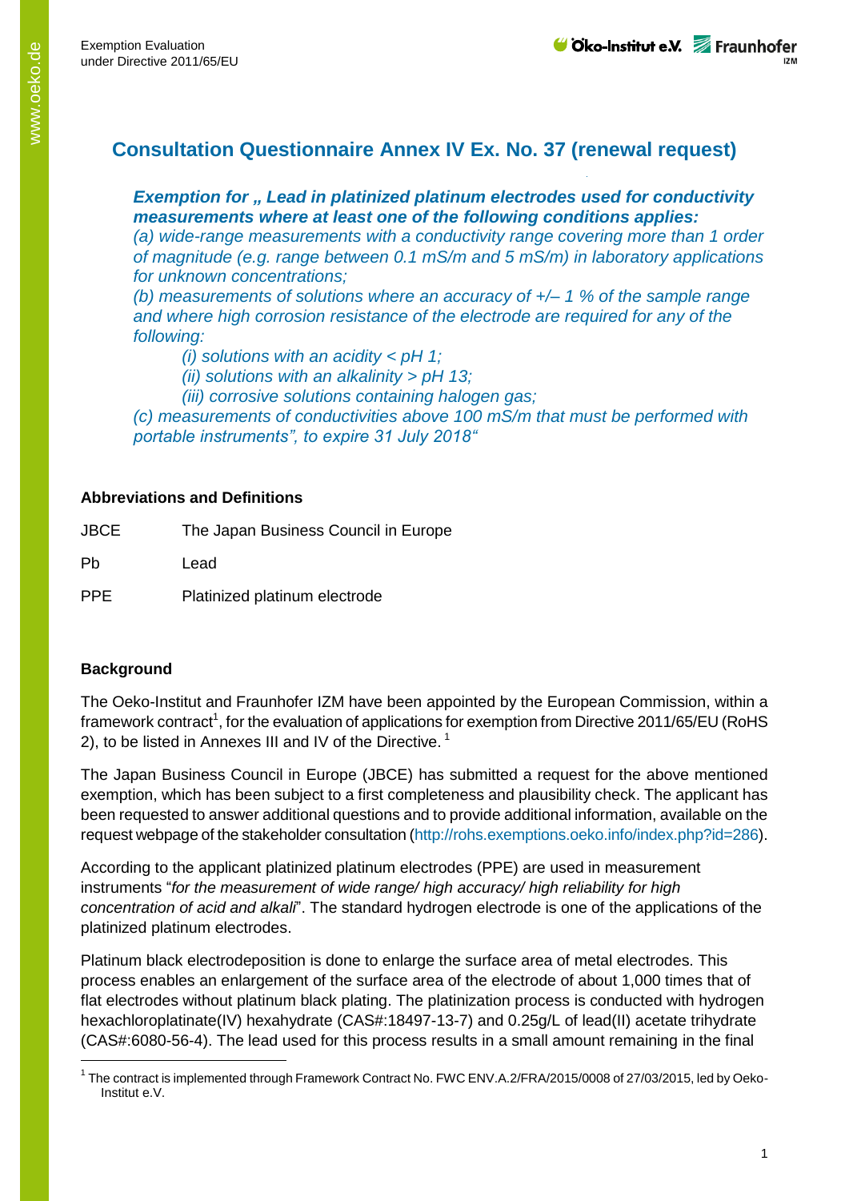# Consultation Questionnaire Annex IV Ex. No. 37 (renewal request)

***Exemption for „ Lead in platinized platinum electrodes used for conductivity measurements where at least one of the following conditions applies:***

*(a) wide-range measurements with a conductivity range covering more than 1 order of magnitude (e.g. range between 0.1 mS/m and 5 mS/m) in laboratory applications for unknown concentrations;*

*(b) measurements of solutions where an accuracy of +/– 1 % of the sample range and where high corrosion resistance of the electrode are required for any of the following:*

*(i) solutions with an acidity < pH 1;*

*(ii) solutions with an alkalinity > pH 13;*

*(iii) corrosive solutions containing halogen gas;*

*(c) measurements of conductivities above 100 mS/m that must be performed with portable instruments", to expire 31 July 2018"*

**Abbreviations and Definitions**

| | |
|---|---|
| JBCE | The Japan Business Council in Europe |
| Pb | Lead |
| PPE | Platinized platinum electrode |

**Background**

The Oeko-Institut and Fraunhofer IZM have been appointed by the European Commission, within a framework contract[1], for the evaluation of applications for exemption from Directive 2011/65/EU (RoHS 2), to be listed in Annexes III and IV of the Directive. [1]

The Japan Business Council in Europe (JBCE) has submitted a request for the above mentioned exemption, which has been subject to a first completeness and plausibility check. The applicant has been requested to answer additional questions and to provide additional information, available on the request webpage of the stakeholder consultation (http://rohs.exemptions.oeko.info/index.php?id=286).

According to the applicant platinized platinum electrodes (PPE) are used in measurement instruments "*for the measurement of wide range/ high accuracy/ high reliability for high concentration of acid and alkali*". The standard hydrogen electrode is one of the applications of the platinized platinum electrodes.

Platinum black electrodeposition is done to enlarge the surface area of metal electrodes. This process enables an enlargement of the surface area of the electrode of about 1,000 times that of flat electrodes without platinum black plating. The platinization process is conducted with hydrogen hexachloroplatinate(IV) hexahydrate (CAS#:18497-13-7) and 0.25g/L of lead(II) acetate trihydrate (CAS#:6080-56-4). The lead used for this process results in a small amount remaining in the final

[1] The contract is implemented through Framework Contract No. FWC ENV.A.2/FRA/2015/0008 of 27/03/2015, led by Oeko-Institut e.V.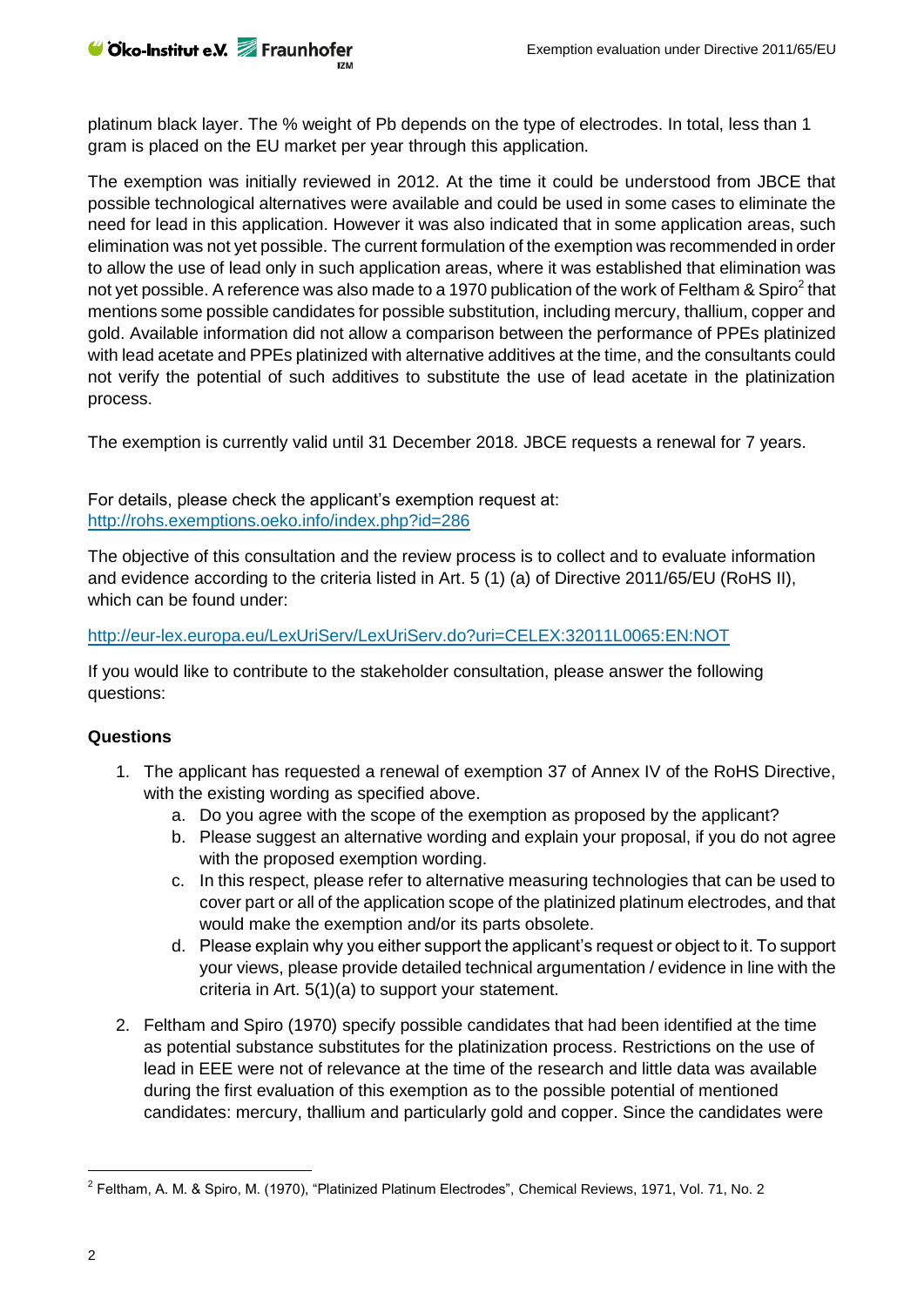platinum black layer. The % weight of Pb depends on the type of electrodes. In total, less than 1 gram is placed on the EU market per year through this application.

The exemption was initially reviewed in 2012. At the time it could be understood from JBCE that possible technological alternatives were available and could be used in some cases to eliminate the need for lead in this application. However it was also indicated that in some application areas, such elimination was not yet possible. The current formulation of the exemption was recommended in order to allow the use of lead only in such application areas, where it was established that elimination was not yet possible. A reference was also made to a 1970 publication of the work of Feltham & Spiro[2] that mentions some possible candidates for possible substitution, including mercury, thallium, copper and gold. Available information did not allow a comparison between the performance of PPEs platinized with lead acetate and PPEs platinized with alternative additives at the time, and the consultants could not verify the potential of such additives to substitute the use of lead acetate in the platinization process.

The exemption is currently valid until 31 December 2018. JBCE requests a renewal for 7 years.

For details, please check the applicant's exemption request at:
http://rohs.exemptions.oeko.info/index.php?id=286

The objective of this consultation and the review process is to collect and to evaluate information and evidence according to the criteria listed in Art. 5 (1) (a) of Directive 2011/65/EU (RoHS II), which can be found under:

http://eur-lex.europa.eu/LexUriServ/LexUriServ.do?uri=CELEX:32011L0065:EN:NOT

If you would like to contribute to the stakeholder consultation, please answer the following questions:

**Questions**

1. The applicant has requested a renewal of exemption 37 of Annex IV of the RoHS Directive, with the existing wording as specified above.
   a. Do you agree with the scope of the exemption as proposed by the applicant?
   b. Please suggest an alternative wording and explain your proposal, if you do not agree with the proposed exemption wording.
   c. In this respect, please refer to alternative measuring technologies that can be used to cover part or all of the application scope of the platinized platinum electrodes, and that would make the exemption and/or its parts obsolete.
   d. Please explain why you either support the applicant's request or object to it. To support your views, please provide detailed technical argumentation / evidence in line with the criteria in Art. 5(1)(a) to support your statement.
2. Feltham and Spiro (1970) specify possible candidates that had been identified at the time as potential substance substitutes for the platinization process. Restrictions on the use of lead in EEE were not of relevance at the time of the research and little data was available during the first evaluation of this exemption as to the possible potential of mentioned candidates: mercury, thallium and particularly gold and copper. Since the candidates were

[2] Feltham, A. M. & Spiro, M. (1970), "Platinized Platinum Electrodes", Chemical Reviews, 1971, Vol. 71, No. 2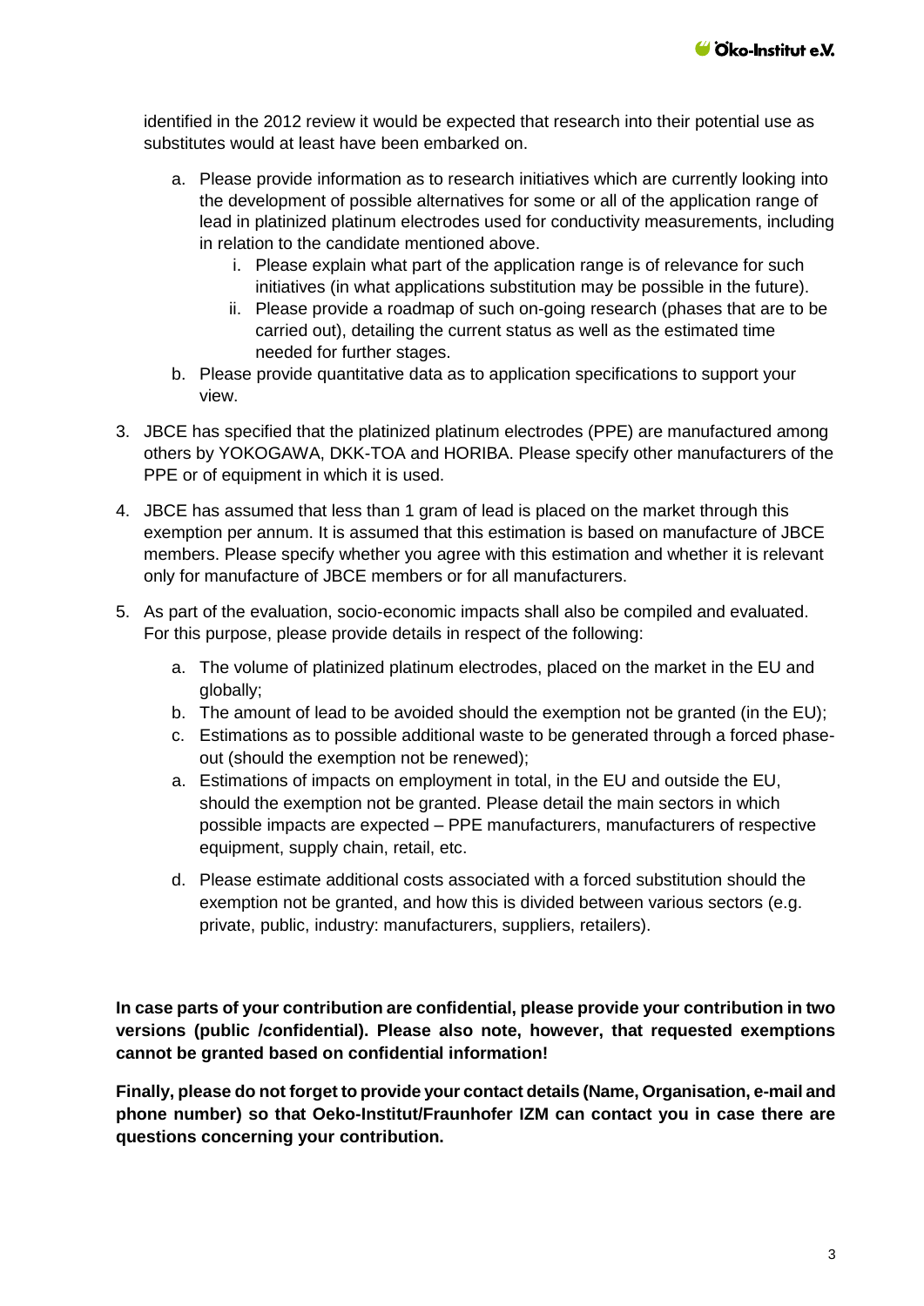identified in the 2012 review it would be expected that research into their potential use as substitutes would at least have been embarked on.

   a. Please provide information as to research initiatives which are currently looking into the development of possible alternatives for some or all of the application range of lead in platinized platinum electrodes used for conductivity measurements, including in relation to the candidate mentioned above.
      i. Please explain what part of the application range is of relevance for such initiatives (in what applications substitution may be possible in the future).
      ii. Please provide a roadmap of such on-going research (phases that are to be carried out), detailing the current status as well as the estimated time needed for further stages.
   b. Please provide quantitative data as to application specifications to support your view.

3. JBCE has specified that the platinized platinum electrodes (PPE) are manufactured among others by YOKOGAWA, DKK-TOA and HORIBA. Please specify other manufacturers of the PPE or of equipment in which it is used.

4. JBCE has assumed that less than 1 gram of lead is placed on the market through this exemption per annum. It is assumed that this estimation is based on manufacture of JBCE members. Please specify whether you agree with this estimation and whether it is relevant only for manufacture of JBCE members or for all manufacturers.

5. As part of the evaluation, socio-economic impacts shall also be compiled and evaluated. For this purpose, please provide details in respect of the following:

   a. The volume of platinized platinum electrodes, placed on the market in the EU and globally;
   b. The amount of lead to be avoided should the exemption not be granted (in the EU);
   c. Estimations as to possible additional waste to be generated through a forced phase-out (should the exemption not be renewed);
   a. Estimations of impacts on employment in total, in the EU and outside the EU, should the exemption not be granted. Please detail the main sectors in which possible impacts are expected – PPE manufacturers, manufacturers of respective equipment, supply chain, retail, etc.
   d. Please estimate additional costs associated with a forced substitution should the exemption not be granted, and how this is divided between various sectors (e.g. private, public, industry: manufacturers, suppliers, retailers).

**In case parts of your contribution are confidential, please provide your contribution in two versions (public /confidential). Please also note, however, that requested exemptions cannot be granted based on confidential information!**

**Finally, please do not forget to provide your contact details (Name, Organisation, e-mail and phone number) so that Oeko-Institut/Fraunhofer IZM can contact you in case there are questions concerning your contribution.**